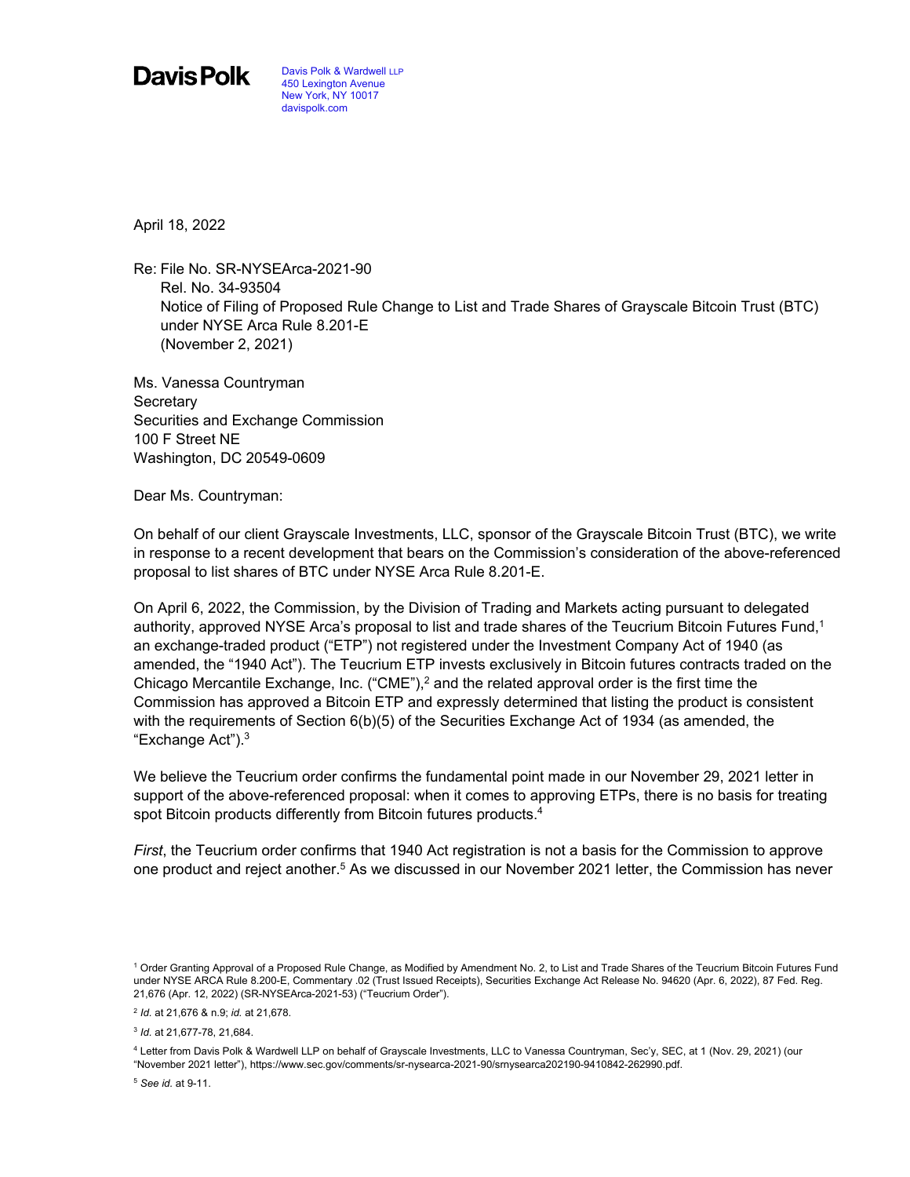**Davis Polk**

Davis Polk & Wardwell LLP
450 Lexington Avenue
New York, NY 10017
davispolk.com

April 18, 2022

Re: File No. SR-NYSEArca-2021-90
Rel. No. 34-93504
Notice of Filing of Proposed Rule Change to List and Trade Shares of Grayscale Bitcoin Trust (BTC) under NYSE Arca Rule 8.201-E
(November 2, 2021)

Ms. Vanessa Countryman
Secretary
Securities and Exchange Commission
100 F Street NE
Washington, DC 20549-0609

Dear Ms. Countryman:

On behalf of our client Grayscale Investments, LLC, sponsor of the Grayscale Bitcoin Trust (BTC), we write in response to a recent development that bears on the Commission's consideration of the above-referenced proposal to list shares of BTC under NYSE Arca Rule 8.201-E.

On April 6, 2022, the Commission, by the Division of Trading and Markets acting pursuant to delegated authority, approved NYSE Arca's proposal to list and trade shares of the Teucrium Bitcoin Futures Fund,[1] an exchange-traded product ("ETP") not registered under the Investment Company Act of 1940 (as amended, the "1940 Act"). The Teucrium ETP invests exclusively in Bitcoin futures contracts traded on the Chicago Mercantile Exchange, Inc. ("CME"),[2] and the related approval order is the first time the Commission has approved a Bitcoin ETP and expressly determined that listing the product is consistent with the requirements of Section 6(b)(5) of the Securities Exchange Act of 1934 (as amended, the "Exchange Act").[3]

We believe the Teucrium order confirms the fundamental point made in our November 29, 2021 letter in support of the above-referenced proposal: when it comes to approving ETPs, there is no basis for treating spot Bitcoin products differently from Bitcoin futures products.[4]

*First*, the Teucrium order confirms that 1940 Act registration is not a basis for the Commission to approve one product and reject another.[5] As we discussed in our November 2021 letter, the Commission has never

[1] Order Granting Approval of a Proposed Rule Change, as Modified by Amendment No. 2, to List and Trade Shares of the Teucrium Bitcoin Futures Fund under NYSE ARCA Rule 8.200-E, Commentary .02 (Trust Issued Receipts), Securities Exchange Act Release No. 94620 (Apr. 6, 2022), 87 Fed. Reg. 21,676 (Apr. 12, 2022) (SR-NYSEArca-2021-53) ("Teucrium Order").

[2] *Id.* at 21,676 & n.9; *id.* at 21,678.

[3] *Id.* at 21,677-78, 21,684.

[4] Letter from Davis Polk & Wardwell LLP on behalf of Grayscale Investments, LLC to Vanessa Countryman, Sec'y, SEC, at 1 (Nov. 29, 2021) (our "November 2021 letter"), https://www.sec.gov/comments/sr-nysearca-2021-90/srnysearca202190-9410842-262990.pdf.

[5] *See id.* at 9-11.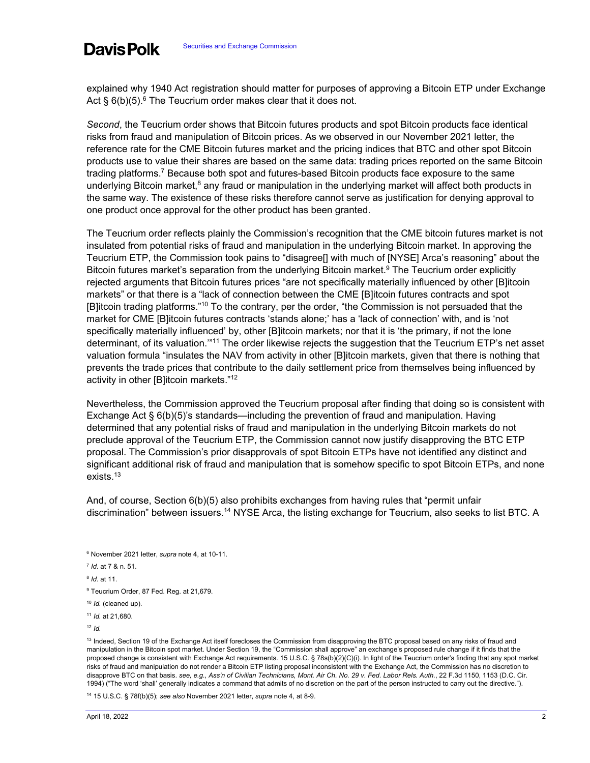explained why 1940 Act registration should matter for purposes of approving a Bitcoin ETP under Exchange Act § 6(b)(5).[6] The Teucrium order makes clear that it does not.

*Second*, the Teucrium order shows that Bitcoin futures products and spot Bitcoin products face identical risks from fraud and manipulation of Bitcoin prices. As we observed in our November 2021 letter, the reference rate for the CME Bitcoin futures market and the pricing indices that BTC and other spot Bitcoin products use to value their shares are based on the same data: trading prices reported on the same Bitcoin trading platforms.[7] Because both spot and futures-based Bitcoin products face exposure to the same underlying Bitcoin market,[8] any fraud or manipulation in the underlying market will affect both products in the same way. The existence of these risks therefore cannot serve as justification for denying approval to one product once approval for the other product has been granted.

The Teucrium order reflects plainly the Commission's recognition that the CME bitcoin futures market is not insulated from potential risks of fraud and manipulation in the underlying Bitcoin market. In approving the Teucrium ETP, the Commission took pains to "disagree[] with much of [NYSE] Arca's reasoning" about the Bitcoin futures market's separation from the underlying Bitcoin market.[9] The Teucrium order explicitly rejected arguments that Bitcoin futures prices "are not specifically materially influenced by other [B]itcoin markets" or that there is a "lack of connection between the CME [B]itcoin futures contracts and spot [B]itcoin trading platforms."[10] To the contrary, per the order, "the Commission is not persuaded that the market for CME [B]itcoin futures contracts 'stands alone;' has a 'lack of connection' with, and is 'not specifically materially influenced' by, other [B]itcoin markets; nor that it is 'the primary, if not the lone determinant, of its valuation.'"[11] The order likewise rejects the suggestion that the Teucrium ETP's net asset valuation formula "insulates the NAV from activity in other [B]itcoin markets, given that there is nothing that prevents the trade prices that contribute to the daily settlement price from themselves being influenced by activity in other [B]itcoin markets."[12]

Nevertheless, the Commission approved the Teucrium proposal after finding that doing so is consistent with Exchange Act § 6(b)(5)'s standards—including the prevention of fraud and manipulation. Having determined that any potential risks of fraud and manipulation in the underlying Bitcoin markets do not preclude approval of the Teucrium ETP, the Commission cannot now justify disapproving the BTC ETP proposal. The Commission's prior disapprovals of spot Bitcoin ETPs have not identified any distinct and significant additional risk of fraud and manipulation that is somehow specific to spot Bitcoin ETPs, and none exists.[13]

And, of course, Section 6(b)(5) also prohibits exchanges from having rules that "permit unfair discrimination" between issuers.[14] NYSE Arca, the listing exchange for Teucrium, also seeks to list BTC. A

[6] November 2021 letter, *supra* note 4, at 10-11.

[7] *Id.* at 7 & n. 51.

[8] *Id.* at 11.

[9] Teucrium Order, 87 Fed. Reg. at 21,679.

[10] *Id.* (cleaned up).

[11] *Id.* at 21,680.

[12] *Id.*

[13] Indeed, Section 19 of the Exchange Act itself forecloses the Commission from disapproving the BTC proposal based on any risks of fraud and manipulation in the Bitcoin spot market. Under Section 19, the "Commission shall approve" an exchange's proposed rule change if it finds that the proposed change is consistent with Exchange Act requirements. 15 U.S.C. § 78s(b)(2)(C)(i). In light of the Teucrium order's finding that any spot market risks of fraud and manipulation do not render a Bitcoin ETP listing proposal inconsistent with the Exchange Act, the Commission has no discretion to disapprove BTC on that basis. *see, e.g.*, *Ass'n of Civilian Technicians, Mont. Air Ch. No. 29 v. Fed. Labor Rels. Auth.*, 22 F.3d 1150, 1153 (D.C. Cir. 1994) ("The word 'shall' generally indicates a command that admits of no discretion on the part of the person instructed to carry out the directive.").

[14] 15 U.S.C. § 78f(b)(5); *see also* November 2021 letter, *supra* note 4, at 8-9.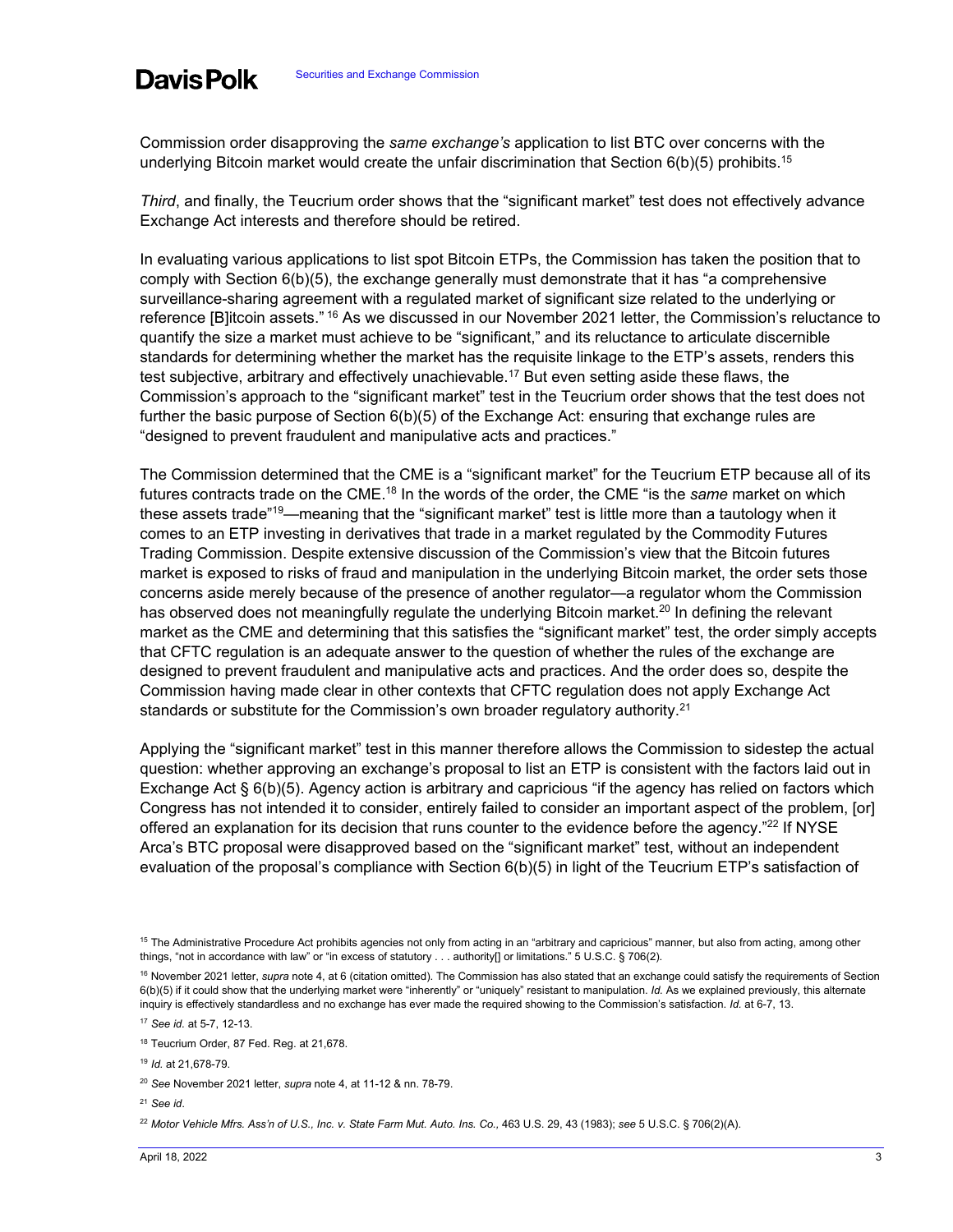Commission order disapproving the *same exchange's* application to list BTC over concerns with the underlying Bitcoin market would create the unfair discrimination that Section 6(b)(5) prohibits.[15]

*Third*, and finally, the Teucrium order shows that the "significant market" test does not effectively advance Exchange Act interests and therefore should be retired.

In evaluating various applications to list spot Bitcoin ETPs, the Commission has taken the position that to comply with Section 6(b)(5), the exchange generally must demonstrate that it has "a comprehensive surveillance-sharing agreement with a regulated market of significant size related to the underlying or reference [B]itcoin assets." [16] As we discussed in our November 2021 letter, the Commission's reluctance to quantify the size a market must achieve to be "significant," and its reluctance to articulate discernible standards for determining whether the market has the requisite linkage to the ETP's assets, renders this test subjective, arbitrary and effectively unachievable.[17] But even setting aside these flaws, the Commission's approach to the "significant market" test in the Teucrium order shows that the test does not further the basic purpose of Section 6(b)(5) of the Exchange Act: ensuring that exchange rules are "designed to prevent fraudulent and manipulative acts and practices."

The Commission determined that the CME is a "significant market" for the Teucrium ETP because all of its futures contracts trade on the CME.[18] In the words of the order, the CME "is the *same* market on which these assets trade"[19]—meaning that the "significant market" test is little more than a tautology when it comes to an ETP investing in derivatives that trade in a market regulated by the Commodity Futures Trading Commission. Despite extensive discussion of the Commission's view that the Bitcoin futures market is exposed to risks of fraud and manipulation in the underlying Bitcoin market, the order sets those concerns aside merely because of the presence of another regulator—a regulator whom the Commission has observed does not meaningfully regulate the underlying Bitcoin market.[20] In defining the relevant market as the CME and determining that this satisfies the "significant market" test, the order simply accepts that CFTC regulation is an adequate answer to the question of whether the rules of the exchange are designed to prevent fraudulent and manipulative acts and practices. And the order does so, despite the Commission having made clear in other contexts that CFTC regulation does not apply Exchange Act standards or substitute for the Commission's own broader regulatory authority.[21]

Applying the "significant market" test in this manner therefore allows the Commission to sidestep the actual question: whether approving an exchange's proposal to list an ETP is consistent with the factors laid out in Exchange Act § 6(b)(5). Agency action is arbitrary and capricious "if the agency has relied on factors which Congress has not intended it to consider, entirely failed to consider an important aspect of the problem, [or] offered an explanation for its decision that runs counter to the evidence before the agency."[22] If NYSE Arca's BTC proposal were disapproved based on the "significant market" test, without an independent evaluation of the proposal's compliance with Section 6(b)(5) in light of the Teucrium ETP's satisfaction of

---

[15] The Administrative Procedure Act prohibits agencies not only from acting in an "arbitrary and capricious" manner, but also from acting, among other things, "not in accordance with law" or "in excess of statutory . . . authority[] or limitations." 5 U.S.C. § 706(2).

[16] November 2021 letter, *supra* note 4, at 6 (citation omitted). The Commission has also stated that an exchange could satisfy the requirements of Section 6(b)(5) if it could show that the underlying market were "inherently" or "uniquely" resistant to manipulation. *Id.* As we explained previously, this alternate inquiry is effectively standardless and no exchange has ever made the required showing to the Commission's satisfaction. *Id.* at 6-7, 13.

[17] *See id.* at 5-7, 12-13.

[18] Teucrium Order, 87 Fed. Reg. at 21,678.

[19] *Id.* at 21,678-79.

[20] *See* November 2021 letter, *supra* note 4, at 11-12 & nn. 78-79.

[21] *See id*.

[22] *Motor Vehicle Mfrs. Ass'n of U.S., Inc. v. State Farm Mut. Auto. Ins. Co.,* 463 U.S. 29, 43 (1983); *see* 5 U.S.C. § 706(2)(A).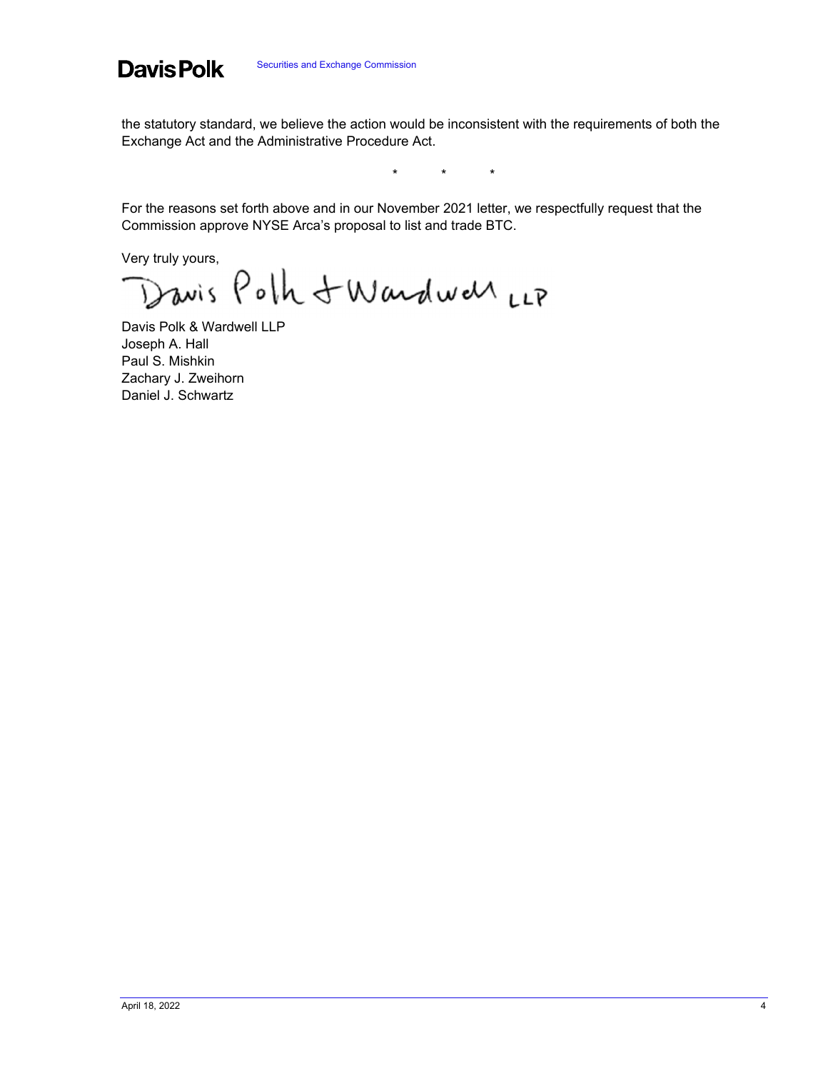the statutory standard, we believe the action would be inconsistent with the requirements of both the Exchange Act and the Administrative Procedure Act.

\*　　\*　　\*

For the reasons set forth above and in our November 2021 letter, we respectfully request that the Commission approve NYSE Arca's proposal to list and trade BTC.

Very truly yours,

Davis Polk & Wardwell LLP

Davis Polk & Wardwell LLP
Joseph A. Hall
Paul S. Mishkin
Zachary J. Zweihorn
Daniel J. Schwartz